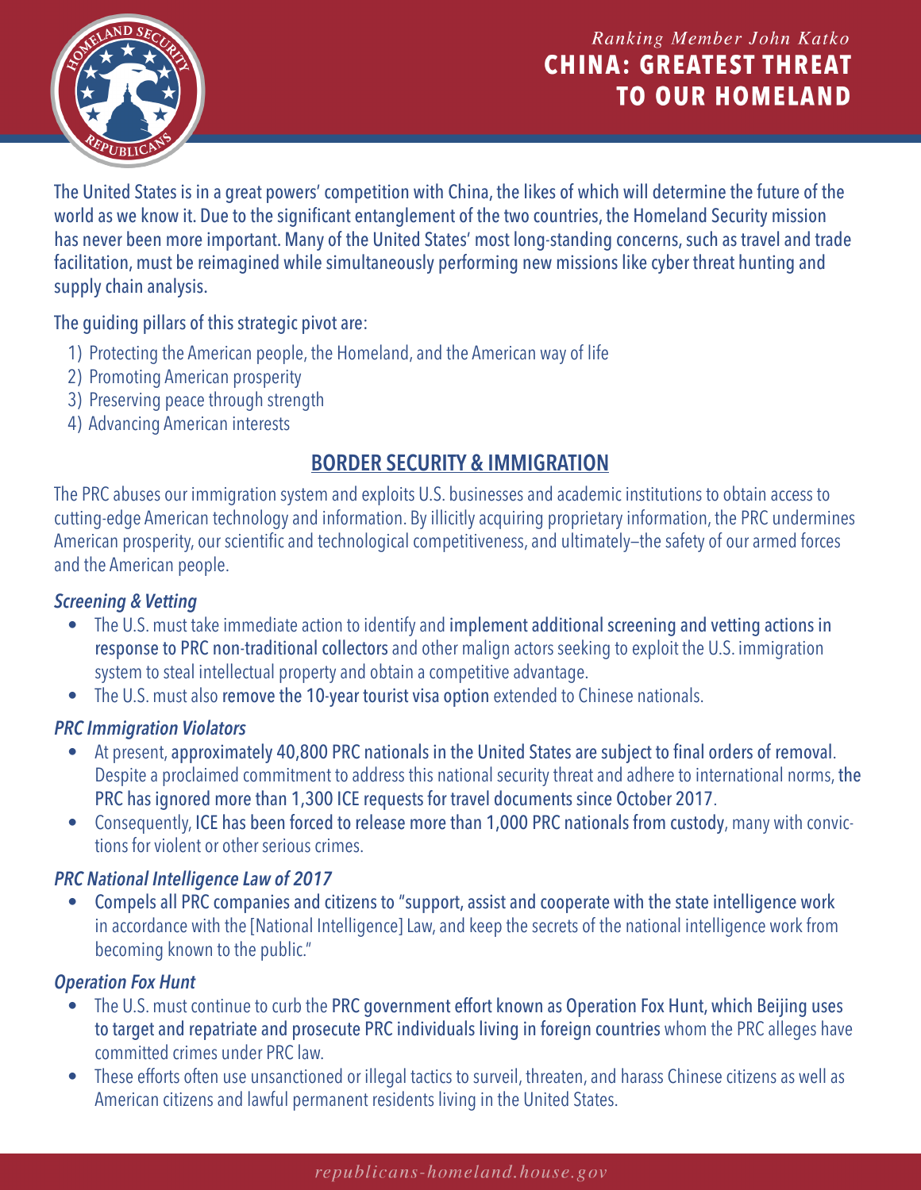*Ranking Member John Katko*

# CHINA: GREATEST THREAT TO OUR HOMELAND

The United States is in a great powers' competition with China, the likes of which will determine the future of the world as we know it. Due to the significant entanglement of the two countries, the Homeland Security mission has never been more important. Many of the United States' most long-standing concerns, such as travel and trade facilitation, must be reimagined while simultaneously performing new missions like cyber threat hunting and supply chain analysis.

The guiding pillars of this strategic pivot are:

1) Protecting the American people, the Homeland, and the American way of life
2) Promoting American prosperity
3) Preserving peace through strength
4) Advancing American interests

## BORDER SECURITY & IMMIGRATION

The PRC abuses our immigration system and exploits U.S. businesses and academic institutions to obtain access to cutting-edge American technology and information. By illicitly acquiring proprietary information, the PRC undermines American prosperity, our scientific and technological competitiveness, and ultimately—the safety of our armed forces and the American people.

### *Screening & Vetting*

- The U.S. must take immediate action to identify and implement additional screening and vetting actions in response to PRC non-traditional collectors and other malign actors seeking to exploit the U.S. immigration system to steal intellectual property and obtain a competitive advantage.
- The U.S. must also remove the 10-year tourist visa option extended to Chinese nationals.

### *PRC Immigration Violators*

- At present, approximately 40,800 PRC nationals in the United States are subject to final orders of removal. Despite a proclaimed commitment to address this national security threat and adhere to international norms, the PRC has ignored more than 1,300 ICE requests for travel documents since October 2017.
- Consequently, ICE has been forced to release more than 1,000 PRC nationals from custody, many with convictions for violent or other serious crimes.

### *PRC National Intelligence Law of 2017*

- Compels all PRC companies and citizens to "support, assist and cooperate with the state intelligence work in accordance with the [National Intelligence] Law, and keep the secrets of the national intelligence work from becoming known to the public."

### *Operation Fox Hunt*

- The U.S. must continue to curb the PRC government effort known as Operation Fox Hunt, which Beijing uses to target and repatriate and prosecute PRC individuals living in foreign countries whom the PRC alleges have committed crimes under PRC law.
- These efforts often use unsanctioned or illegal tactics to surveil, threaten, and harass Chinese citizens as well as American citizens and lawful permanent residents living in the United States.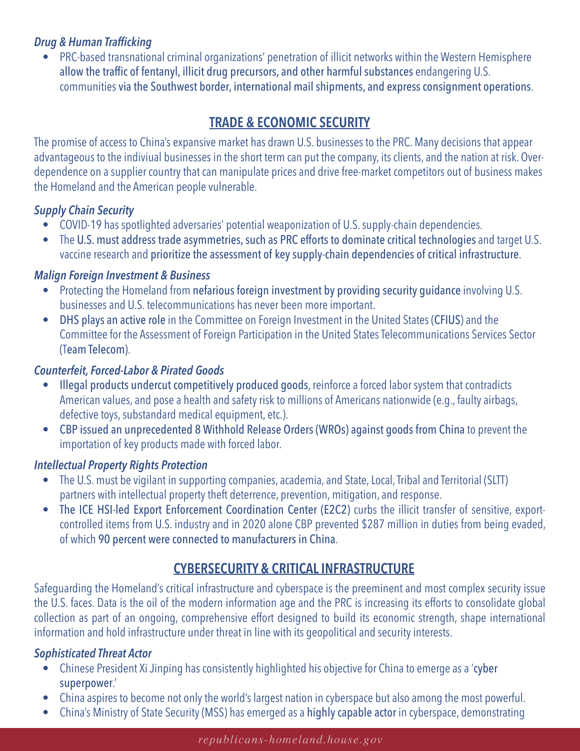### *Drug & Human Trafficking*

- PRC-based transnational criminal organizations' penetration of illicit networks within the Western Hemisphere allow the traffic of fentanyl, illicit drug precursors, and other harmful substances endangering U.S. communities via the Southwest border, international mail shipments, and express consignment operations.

## TRADE & ECONOMIC SECURITY

The promise of access to China's expansive market has drawn U.S. businesses to the PRC. Many decisions that appear advantageous to the indiviual businesses in the short term can put the company, its clients, and the nation at risk. Over-dependence on a supplier country that can manipulate prices and drive free-market competitors out of business makes the Homeland and the American people vulnerable.

### *Supply Chain Security*

- COVID-19 has spotlighted adversaries' potential weaponization of U.S. supply-chain dependencies.
- The U.S. must address trade asymmetries, such as PRC efforts to dominate critical technologies and target U.S. vaccine research and prioritize the assessment of key supply-chain dependencies of critical infrastructure.

### *Malign Foreign Investment & Business*

- Protecting the Homeland from nefarious foreign investment by providing security guidance involving U.S. businesses and U.S. telecommunications has never been more important.
- DHS plays an active role in the Committee on Foreign Investment in the United States (CFIUS) and the Committee for the Assessment of Foreign Participation in the United States Telecommunications Services Sector (Team Telecom).

### *Counterfeit, Forced-Labor & Pirated Goods*

- Illegal products undercut competitively produced goods, reinforce a forced labor system that contradicts American values, and pose a health and safety risk to millions of Americans nationwide (e.g., faulty airbags, defective toys, substandard medical equipment, etc.).
- CBP issued an unprecedented 8 Withhold Release Orders (WROs) against goods from China to prevent the importation of key products made with forced labor.

### *Intellectual Property Rights Protection*

- The U.S. must be vigilant in supporting companies, academia, and State, Local, Tribal and Territorial (SLTT) partners with intellectual property theft deterrence, prevention, mitigation, and response.
- The ICE HSI-led Export Enforcement Coordination Center (E2C2) curbs the illicit transfer of sensitive, export-controlled items from U.S. industry and in 2020 alone CBP prevented $287 million in duties from being evaded, of which 90 percent were connected to manufacturers in China.

## CYBERSECURITY & CRITICAL INFRASTRUCTURE

Safeguarding the Homeland's critical infrastructure and cyberspace is the preeminent and most complex security issue the U.S. faces. Data is the oil of the modern information age and the PRC is increasing its efforts to consolidate global collection as part of an ongoing, comprehensive effort designed to build its economic strength, shape international information and hold infrastructure under threat in line with its geopolitical and security interests.

### *Sophisticated Threat Actor*

- Chinese President Xi Jinping has consistently highlighted his objective for China to emerge as a 'cyber superpower.'
- China aspires to become not only the world's largest nation in cyberspace but also among the most powerful.
- China's Ministry of State Security (MSS) has emerged as a highly capable actor in cyberspace, demonstrating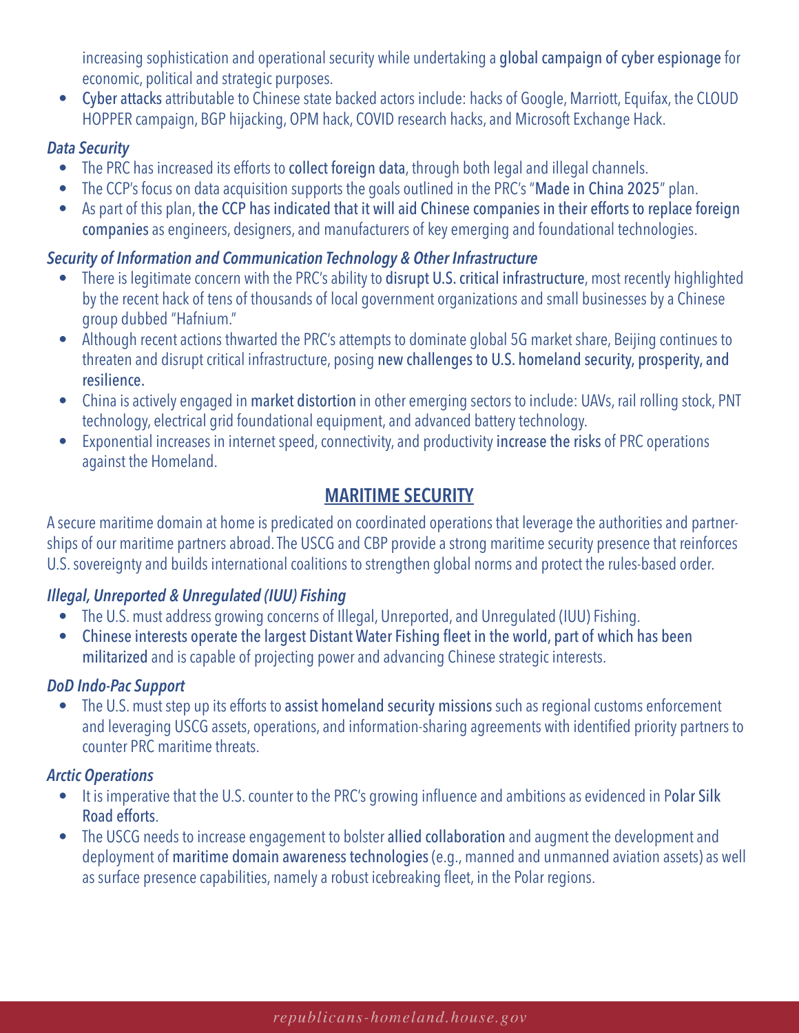increasing sophistication and operational security while undertaking a **global campaign of cyber espionage** for economic, political and strategic purposes.
- **Cyber attacks** attributable to Chinese state backed actors include: hacks of Google, Marriott, Equifax, the CLOUD HOPPER campaign, BGP hijacking, OPM hack, COVID research hacks, and Microsoft Exchange Hack.

### *Data Security*

- The PRC has increased its efforts to **collect foreign data**, through both legal and illegal channels.
- The CCP's focus on data acquisition supports the goals outlined in the PRC's "**Made in China 2025**" plan.
- As part of this plan, **the CCP has indicated that it will aid Chinese companies in their efforts to replace foreign companies** as engineers, designers, and manufacturers of key emerging and foundational technologies.

### *Security of Information and Communication Technology & Other Infrastructure*

- There is legitimate concern with the PRC's ability to **disrupt U.S. critical infrastructure**, most recently highlighted by the recent hack of tens of thousands of local government organizations and small businesses by a Chinese group dubbed "Hafnium."
- Although recent actions thwarted the PRC's attempts to dominate global 5G market share, Beijing continues to threaten and disrupt critical infrastructure, posing **new challenges to U.S. homeland security, prosperity, and resilience.**
- China is actively engaged in **market distortion** in other emerging sectors to include: UAVs, rail rolling stock, PNT technology, electrical grid foundational equipment, and advanced battery technology.
- Exponential increases in internet speed, connectivity, and productivity **increase the risks** of PRC operations against the Homeland.

## MARITIME SECURITY

A secure maritime domain at home is predicated on coordinated operations that leverage the authorities and partnerships of our maritime partners abroad. The USCG and CBP provide a strong maritime security presence that reinforces U.S. sovereignty and builds international coalitions to strengthen global norms and protect the rules-based order.

### *Illegal, Unreported & Unregulated (IUU) Fishing*

- The U.S. must address growing concerns of Illegal, Unreported, and Unregulated (IUU) Fishing.
- **Chinese interests operate the largest Distant Water Fishing fleet in the world, part of which has been militarized** and is capable of projecting power and advancing Chinese strategic interests.

### *DoD Indo-Pac Support*

- The U.S. must step up its efforts to **assist homeland security missions** such as regional customs enforcement and leveraging USCG assets, operations, and information-sharing agreements with identified priority partners to counter PRC maritime threats.

### *Arctic Operations*

- It is imperative that the U.S. counter to the PRC's growing influence and ambitions as evidenced in P**olar Silk Road efforts**.
- The USCG needs to increase engagement to bolster **allied collaboration** and augment the development and deployment of **maritime domain awareness technologies** (e.g., manned and unmanned aviation assets) as well as surface presence capabilities, namely a robust icebreaking fleet, in the Polar regions.